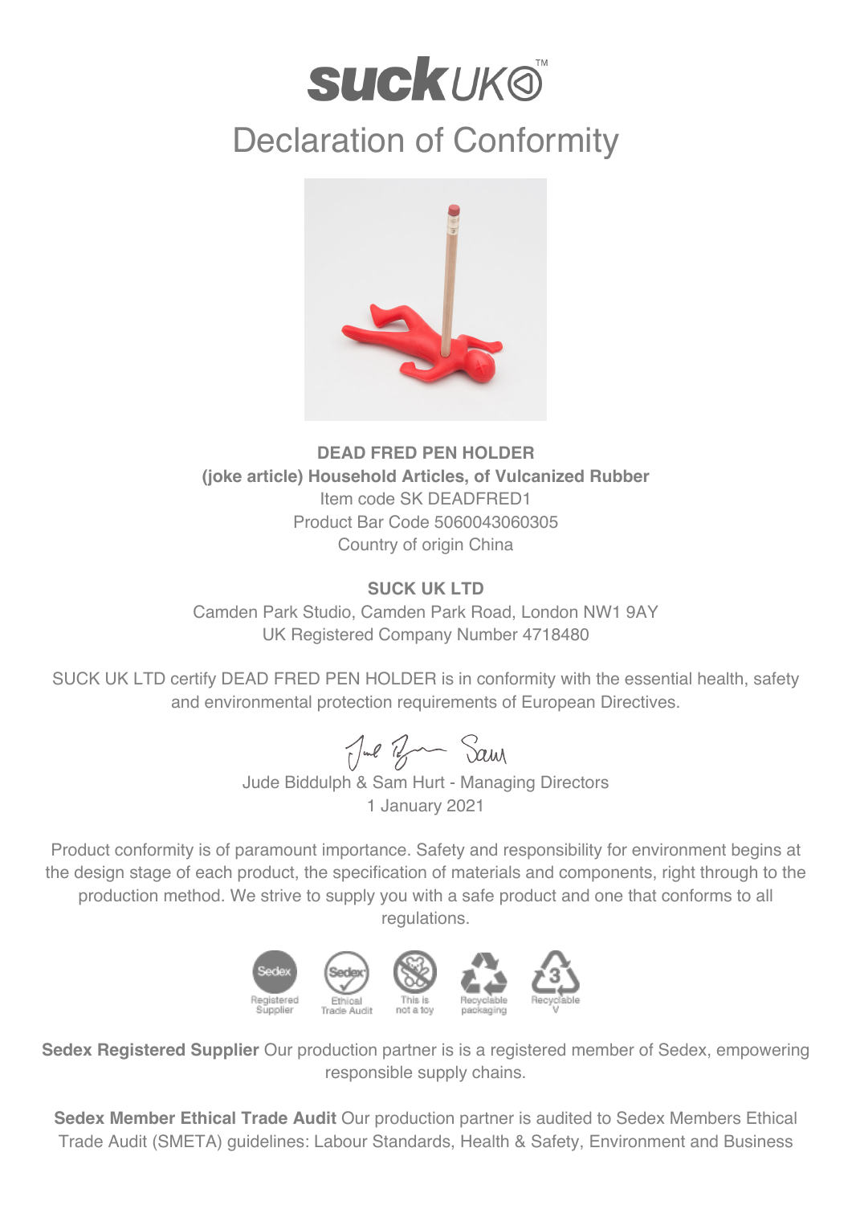# suck UK

## Declaration of Conformity

**DEAD FRED PEN HOLDER**
**(joke article) Household Articles, of Vulcanized Rubber**
Item code SK DEADFRED1
Product Bar Code 5060043060305
Country of origin China

**SUCK UK LTD**
Camden Park Studio, Camden Park Road, London NW1 9AY
UK Registered Company Number 4718480

SUCK UK LTD certify DEAD FRED PEN HOLDER is in conformity with the essential health, safety and environmental protection requirements of European Directives.

Jude Biddulph & Sam Hurt - Managing Directors
1 January 2021

Product conformity is of paramount importance. Safety and responsibility for environment begins at the design stage of each product, the specification of materials and components, right through to the production method. We strive to supply you with a safe product and one that conforms to all regulations.

Registered Supplier | Ethical Trade Audit | This is not a toy | Recyclable packaging | Recyclable V

**Sedex Registered Supplier** Our production partner is is a registered member of Sedex, empowering responsible supply chains.

**Sedex Member Ethical Trade Audit** Our production partner is audited to Sedex Members Ethical Trade Audit (SMETA) guidelines: Labour Standards, Health & Safety, Environment and Business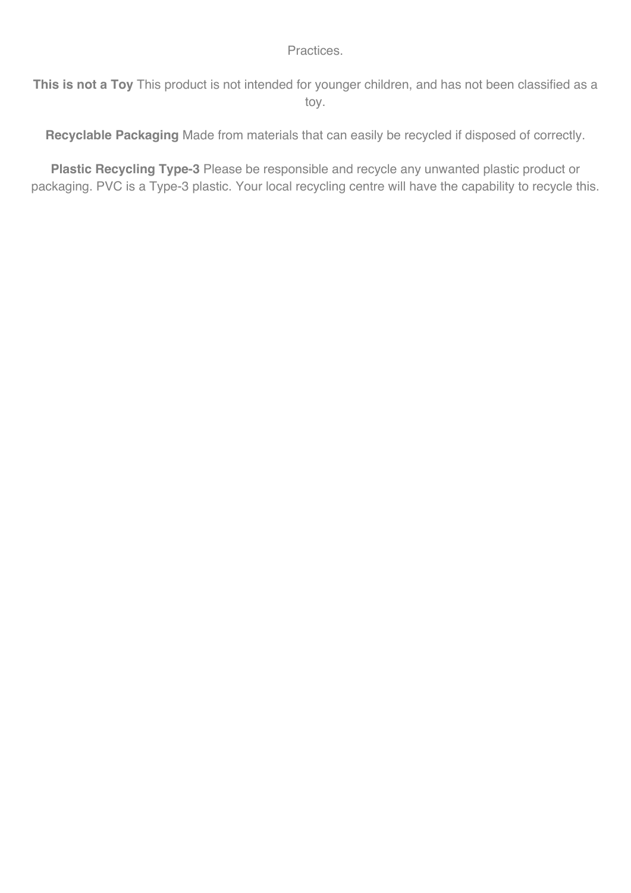Practices.

**This is not a Toy** This product is not intended for younger children, and has not been classified as a toy.

**Recyclable Packaging** Made from materials that can easily be recycled if disposed of correctly.

**Plastic Recycling Type-3** Please be responsible and recycle any unwanted plastic product or packaging. PVC is a Type-3 plastic. Your local recycling centre will have the capability to recycle this.